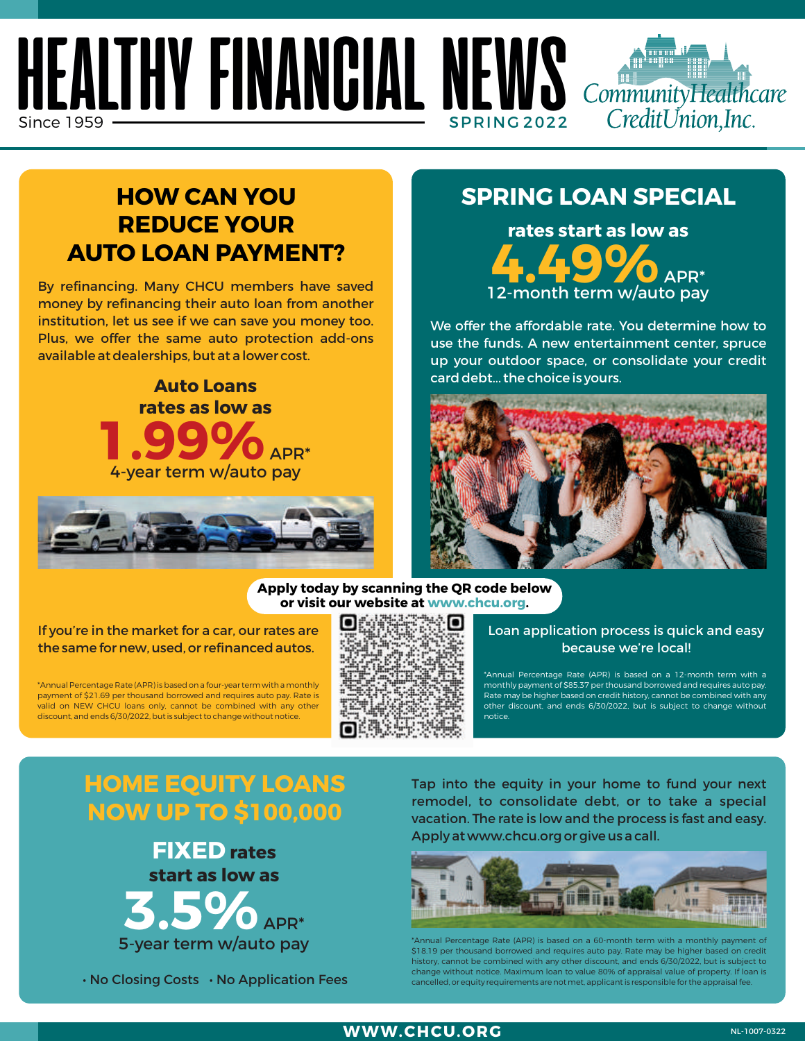# HEALTHY FINANCIAL NEWS

Since 1959

SPRING 2022

Community Healthcare Credit Union, Inc.

## HOW CAN YOU REDUCE YOUR AUTO LOAN PAYMENT?

By refinancing. Many CHCU members have saved money by refinancing their auto loan from another institution, let us see if we can save you money too. Plus, we offer the same auto protection add-ons available at dealerships, but at a lower cost.

**Auto Loans rates as low as**

**1.99%** APR*

4-year term w/auto pay

If you're in the market for a car, our rates are the same for new, used, or refinanced autos.

*Annual Percentage Rate (APR) is based on a four-year term with a monthly payment of $21.69 per thousand borrowed and requires auto pay. Rate is valid on NEW CHCU loans only, cannot be combined with any other discount, and ends 6/30/2022, but is subject to change without notice.

## SPRING LOAN SPECIAL

**rates start as low as**

**4.49%** APR*

12-month term w/auto pay

We offer the affordable rate. You determine how to use the funds. A new entertainment center, spruce up your outdoor space, or consolidate your credit card debt... the choice is yours.

Loan application process is quick and easy because we're local!

*Annual Percentage Rate (APR) is based on a 12-month term with a monthly payment of $85.37 per thousand borrowed and requires auto pay. Rate may be higher based on credit history, cannot be combined with any other discount, and ends 6/30/2022, but is subject to change without notice.

**Apply today by scanning the QR code below or visit our website at www.chcu.org.**

## HOME EQUITY LOANS NOW UP TO $100,000

**FIXED rates start as low as**

**3.5%** APR*

5-year term w/auto pay

- No Closing Costs
- No Application Fees

Tap into the equity in your home to fund your next remodel, to consolidate debt, or to take a special vacation. The rate is low and the process is fast and easy. Apply at www.chcu.org or give us a call.

*Annual Percentage Rate (APR) is based on a 60-month term with a monthly payment of $18.19 per thousand borrowed and requires auto pay. Rate may be higher based on credit history, cannot be combined with any other discount, and ends 6/30/2022, but is subject to change without notice. Maximum loan to value 80% of appraisal value of property. If loan is cancelled, or equity requirements are not met, applicant is responsible for the appraisal fee.

**WWW.CHCU.ORG**

NL-1007-0322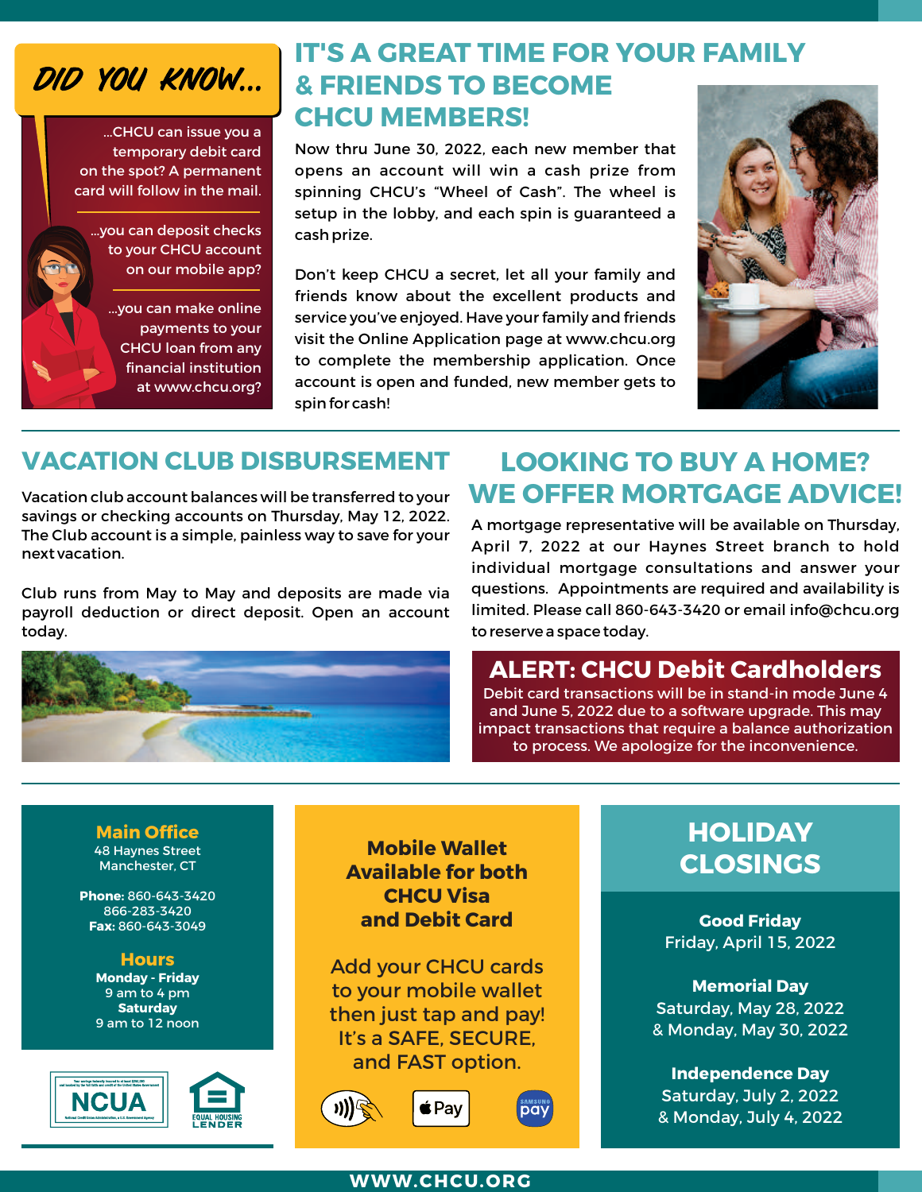## DID YOU KNOW...

...CHCU can issue you a temporary debit card on the spot? A permanent card will follow in the mail.

...you can deposit checks to your CHCU account on our mobile app?

...you can make online payments to your CHCU loan from any financial institution at www.chcu.org?

## IT'S A GREAT TIME FOR YOUR FAMILY & FRIENDS TO BECOME CHCU MEMBERS!

Now thru June 30, 2022, each new member that opens an account will win a cash prize from spinning CHCU's "Wheel of Cash". The wheel is setup in the lobby, and each spin is guaranteed a cash prize.

Don't keep CHCU a secret, let all your family and friends know about the excellent products and service you've enjoyed. Have your family and friends visit the Online Application page at www.chcu.org to complete the membership application. Once account is open and funded, new member gets to spin for cash!

## VACATION CLUB DISBURSEMENT

Vacation club account balances will be transferred to your savings or checking accounts on Thursday, May 12, 2022. The Club account is a simple, painless way to save for your next vacation.

Club runs from May to May and deposits are made via payroll deduction or direct deposit. Open an account today.

## LOOKING TO BUY A HOME? WE OFFER MORTGAGE ADVICE!

A mortgage representative will be available on Thursday, April 7, 2022 at our Haynes Street branch to hold individual mortgage consultations and answer your questions. Appointments are required and availability is limited. Please call 860-643-3420 or email info@chcu.org to reserve a space today.

## ALERT: CHCU Debit Cardholders

Debit card transactions will be in stand-in mode June 4 and June 5, 2022 due to a software upgrade. This may impact transactions that require a balance authorization to process. We apologize for the inconvenience.

### Main Office

48 Haynes Street
Manchester, CT

**Phone:** 860-643-3420
866-283-3420
**Fax:** 860-643-3049

### Hours

**Monday - Friday**
9 am to 4 pm
**Saturday**
9 am to 12 noon

NCUA

EQUAL HOUSING LENDER

### Mobile Wallet Available for both CHCU Visa and Debit Card

Add your CHCU cards to your mobile wallet then just tap and pay! It's a SAFE, SECURE, and FAST option.

Pay

Samsung Pay

## HOLIDAY CLOSINGS

**Good Friday**
Friday, April 15, 2022

**Memorial Day**
Saturday, May 28, 2022
& Monday, May 30, 2022

**Independence Day**
Saturday, July 2, 2022
& Monday, July 4, 2022

WWW.CHCU.ORG